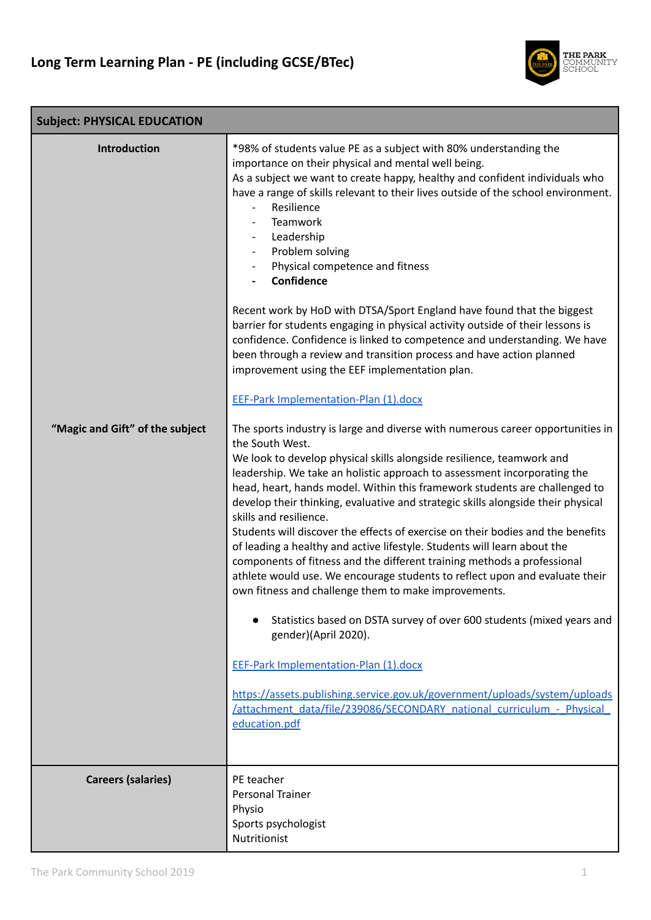# Long Term Learning Plan - PE (including GCSE/BTec)

| **Subject: PHYSICAL EDUCATION** | |
|---|---|
| **Introduction** | *98% of students value PE as a subject with 80% understanding the importance on their physical and mental well being.<br>As a subject we want to create happy, healthy and confident individuals who have a range of skills relevant to their lives outside of the school environment.<br>- Resilience<br>- Teamwork<br>- Leadership<br>- Problem solving<br>- Physical competence and fitness<br>- **Confidence**<br><br>Recent work by HoD with DTSA/Sport England have found that the biggest barrier for students engaging in physical activity outside of their lessons is confidence. Confidence is linked to competence and understanding. We have been through a review and transition process and have action planned improvement using the EEF implementation plan.<br><br>[EEF-Park Implementation-Plan (1).docx]() |
| **"Magic and Gift" of the subject** | The sports industry is large and diverse with numerous career opportunities in the South West.<br>We look to develop physical skills alongside resilience, teamwork and leadership. We take an holistic approach to assessment incorporating the head, heart, hands model. Within this framework students are challenged to develop their thinking, evaluative and strategic skills alongside their physical skills and resilience.<br>Students will discover the effects of exercise on their bodies and the benefits of leading a healthy and active lifestyle. Students will learn about the components of fitness and the different training methods a professional athlete would use. We encourage students to reflect upon and evaluate their own fitness and challenge them to make improvements.<br><br>● Statistics based on DSTA survey of over 600 students (mixed years and gender)(April 2020).<br><br>[EEF-Park Implementation-Plan (1).docx]()<br><br>[https://assets.publishing.service.gov.uk/government/uploads/system/uploads/attachment_data/file/239086/SECONDARY_national_curriculum_-_Physical_education.pdf](https://assets.publishing.service.gov.uk/government/uploads/system/uploads/attachment_data/file/239086/SECONDARY_national_curriculum_-_Physical_education.pdf) |
| **Careers (salaries)** | PE teacher<br>Personal Trainer<br>Physio<br>Sports psychologist<br>Nutritionist |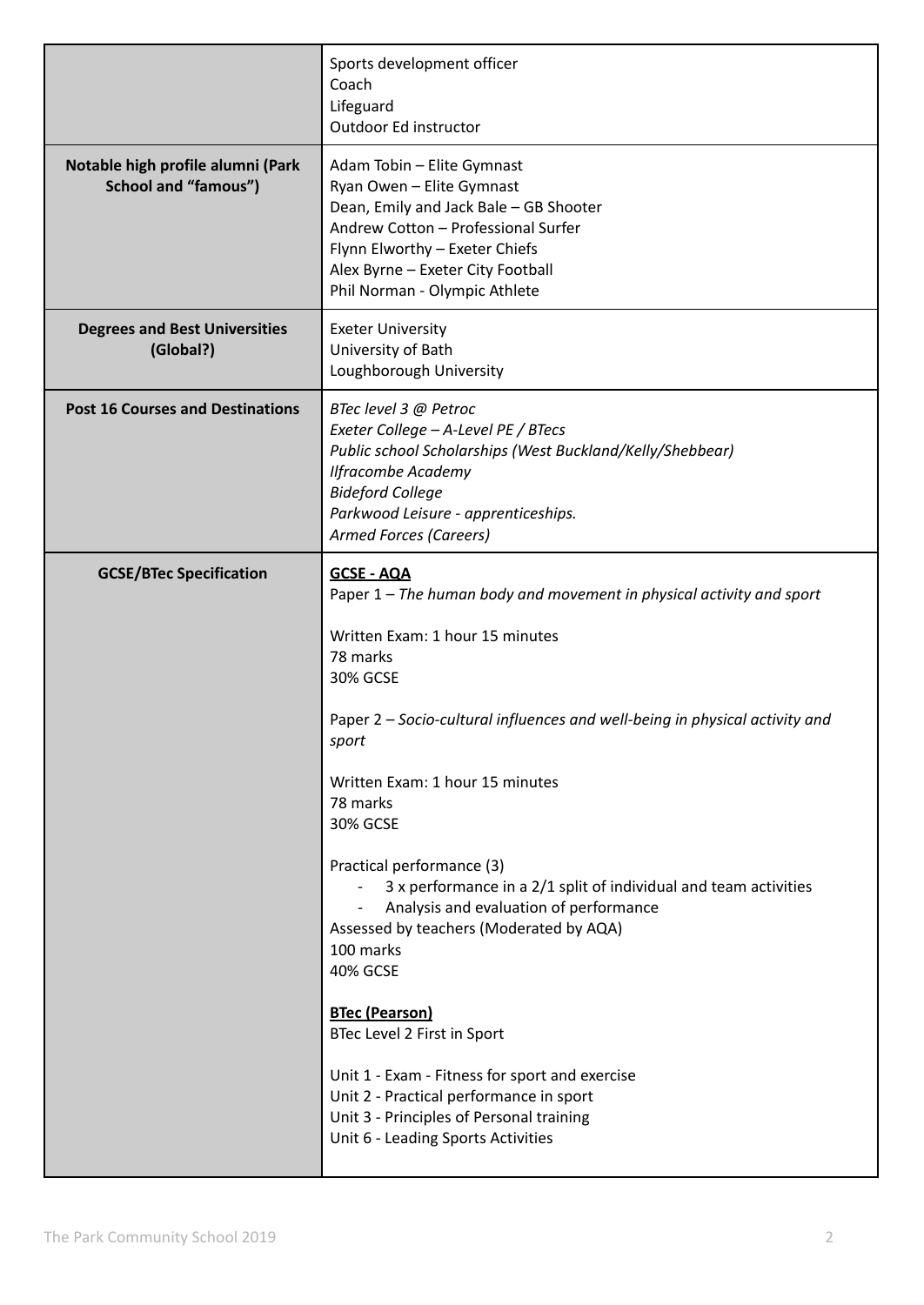| | |
|---|---|
| | Sports development officer<br>Coach<br>Lifeguard<br>Outdoor Ed instructor |
| **Notable high profile alumni (Park School and "famous")** | Adam Tobin – Elite Gymnast<br>Ryan Owen – Elite Gymnast<br>Dean, Emily and Jack Bale – GB Shooter<br>Andrew Cotton – Professional Surfer<br>Flynn Elworthy – Exeter Chiefs<br>Alex Byrne – Exeter City Football<br>Phil Norman - Olympic Athlete |
| **Degrees and Best Universities (Global?)** | Exeter University<br>University of Bath<br>Loughborough University |
| **Post 16 Courses and Destinations** | *BTec level 3 @ Petroc*<br>*Exeter College – A-Level PE / BTecs*<br>*Public school Scholarships (West Buckland/Kelly/Shebbear)*<br>*Ilfracombe Academy*<br>*Bideford College*<br>*Parkwood Leisure - apprenticeships.*<br>*Armed Forces (Careers)* |
| **GCSE/BTec Specification** | **<u>GCSE - AQA</u>**<br>Paper 1 – *The human body and movement in physical activity and sport*<br><br>Written Exam: 1 hour 15 minutes<br>78 marks<br>30% GCSE<br><br>Paper 2 – *Socio-cultural influences and well-being in physical activity and sport*<br><br>Written Exam: 1 hour 15 minutes<br>78 marks<br>30% GCSE<br><br>Practical performance (3)<br>- 3 x performance in a 2/1 split of individual and team activities<br>- Analysis and evaluation of performance<br>Assessed by teachers (Moderated by AQA)<br>100 marks<br>40% GCSE<br><br>**<u>BTec (Pearson)</u>**<br>BTec Level 2 First in Sport<br><br>Unit 1 - Exam - Fitness for sport and exercise<br>Unit 2 - Practical performance in sport<br>Unit 3 - Principles of Personal training<br>Unit 6 - Leading Sports Activities |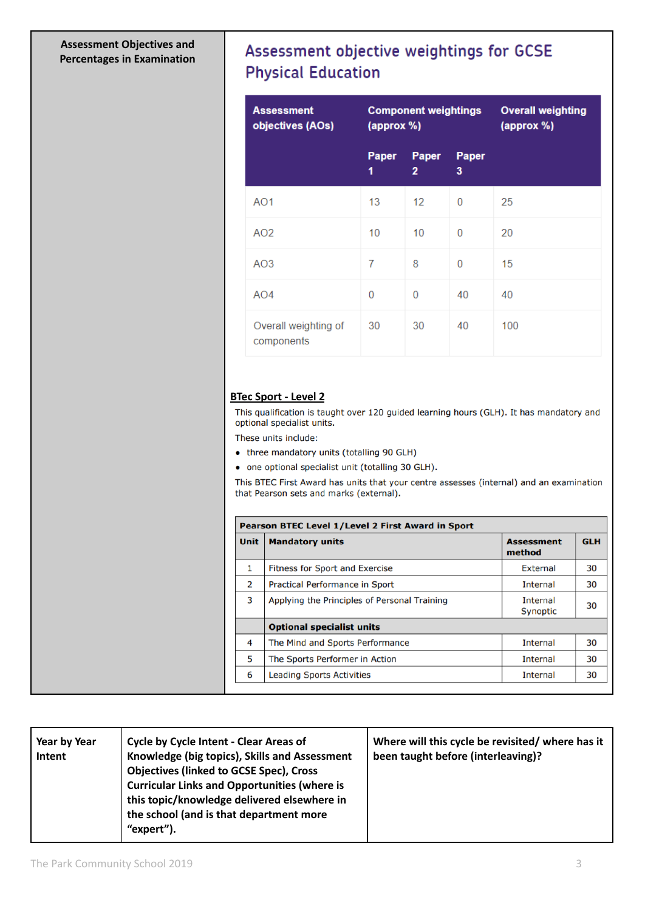**Assessment Objectives and Percentages in Examination**

## Assessment objective weightings for GCSE Physical Education

| Assessment objectives (AOs) | Component weightings (approx %) | | | Overall weighting (approx %) |
|---|---|---|---|---|
| | Paper 1 | Paper 2 | Paper 3 | |
| AO1 | 13 | 12 | 0 | 25 |
| AO2 | 10 | 10 | 0 | 20 |
| AO3 | 7 | 8 | 0 | 15 |
| AO4 | 0 | 0 | 40 | 40 |
| Overall weighting of components | 30 | 30 | 40 | 100 |

**BTec Sport - Level 2**

This qualification is taught over 120 guided learning hours (GLH). It has mandatory and optional specialist units.

These units include:

- three mandatory units (totalling 90 GLH)
- one optional specialist unit (totalling 30 GLH).

This BTEC First Award has units that your centre assesses (internal) and an examination that Pearson sets and marks (external).

| Pearson BTEC Level 1/Level 2 First Award in Sport | | | |
|---|---|---|---|
| **Unit** | **Mandatory units** | **Assessment method** | **GLH** |
| 1 | Fitness for Sport and Exercise | External | 30 |
| 2 | Practical Performance in Sport | Internal | 30 |
| 3 | Applying the Principles of Personal Training | Internal Synoptic | 30 |
| | **Optional specialist units** | | |
| 4 | The Mind and Sports Performance | Internal | 30 |
| 5 | The Sports Performer in Action | Internal | 30 |
| 6 | Leading Sports Activities | Internal | 30 |

| Year by Year Intent | Cycle by Cycle Intent - Clear Areas of Knowledge (big topics), Skills and Assessment Objectives (linked to GCSE Spec), Cross Curricular Links and Opportunities (where is this topic/knowledge delivered elsewhere in the school (and is that department more "expert"). | Where will this cycle be revisited/ where has it been taught before (interleaving)? |
|---|---|---|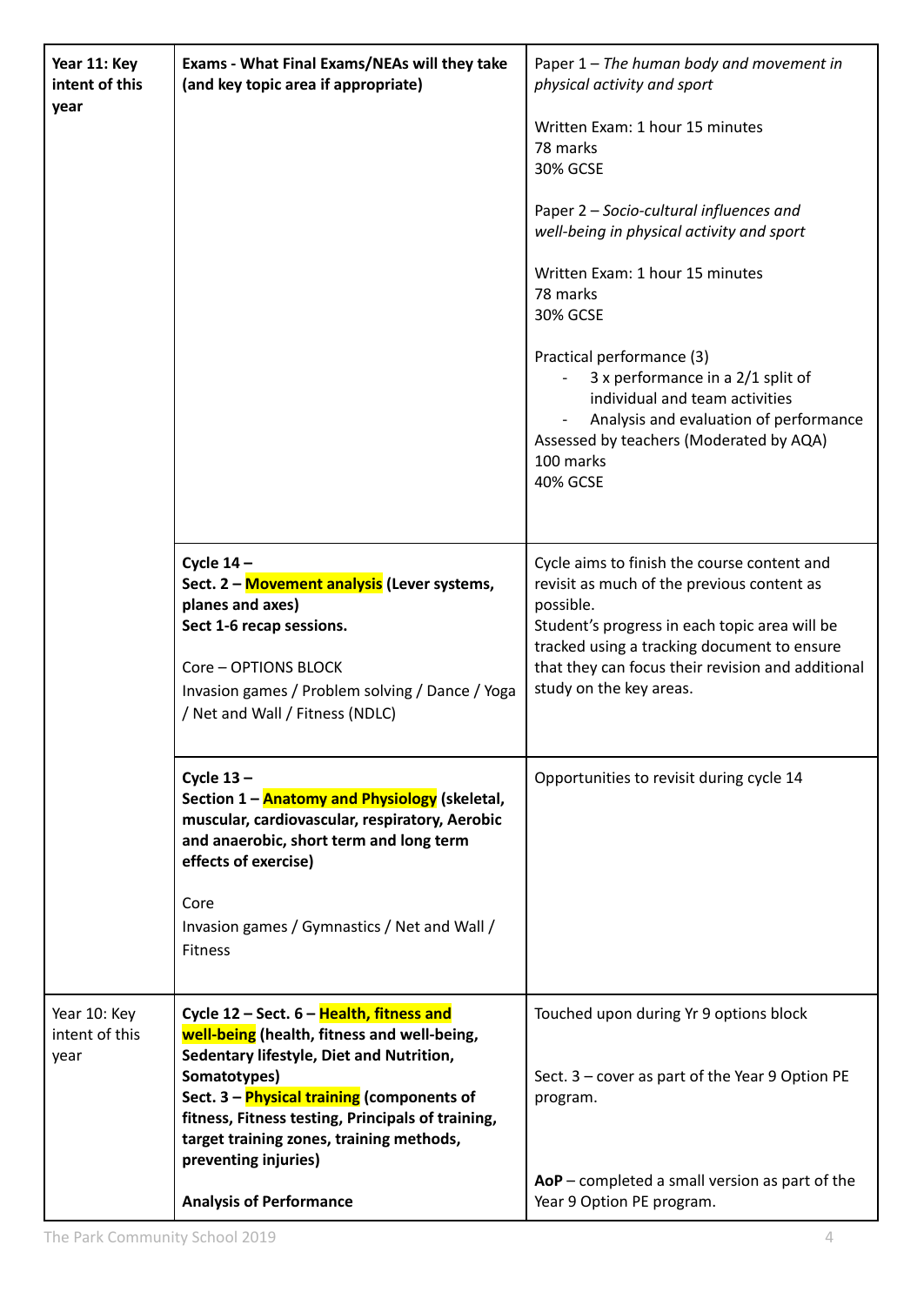| | | |
|---|---|---|
| **Year 11: Key intent of this year** | **Exams - What Final Exams/NEAs will they take (and key topic area if appropriate)** | Paper 1 – *The human body and movement in physical activity and sport*<br><br>Written Exam: 1 hour 15 minutes<br>78 marks<br>30% GCSE<br><br>Paper 2 – *Socio-cultural influences and well-being in physical activity and sport*<br><br>Written Exam: 1 hour 15 minutes<br>78 marks<br>30% GCSE<br><br>Practical performance (3)<br>- 3 x performance in a 2/1 split of individual and team activities<br>- Analysis and evaluation of performance<br>Assessed by teachers (Moderated by AQA)<br>100 marks<br>40% GCSE |
| | **Cycle 14 –**<br>**Sect. 2 – Movement analysis (Lever systems, planes and axes)**<br>**Sect 1-6 recap sessions.**<br><br>Core – OPTIONS BLOCK<br>Invasion games / Problem solving / Dance / Yoga / Net and Wall / Fitness (NDLC) | Cycle aims to finish the course content and revisit as much of the previous content as possible.<br>Student's progress in each topic area will be tracked using a tracking document to ensure that they can focus their revision and additional study on the key areas. |
| | **Cycle 13 –**<br>**Section 1 – Anatomy and Physiology (skeletal, muscular, cardiovascular, respiratory, Aerobic and anaerobic, short term and long term effects of exercise)**<br><br>Core<br>Invasion games / Gymnastics / Net and Wall / Fitness | Opportunities to revisit during cycle 14 |
| Year 10: Key intent of this year | **Cycle 12 – Sect. 6 – Health, fitness and well-being (health, fitness and well-being, Sedentary lifestyle, Diet and Nutrition, Somatotypes)**<br>**Sect. 3 – Physical training (components of fitness, Fitness testing, Principals of training, target training zones, training methods, preventing injuries)**<br><br>**Analysis of Performance** | Touched upon during Yr 9 options block<br><br>Sect. 3 – cover as part of the Year 9 Option PE program.<br><br>**AoP** – completed a small version as part of the Year 9 Option PE program. |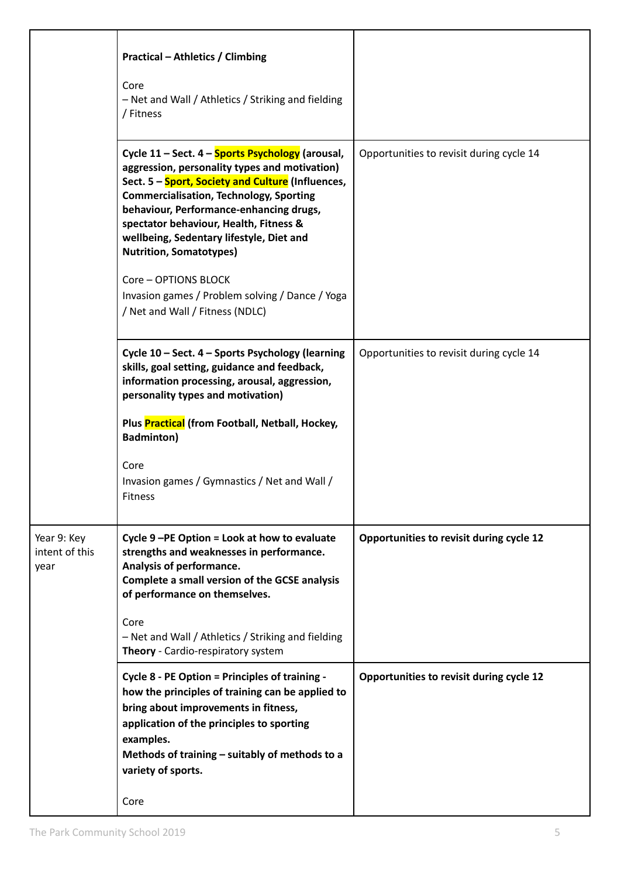|  |  |  |
|---|---|---|
|  | **Practical – Athletics / Climbing**<br><br>Core<br>– Net and Wall / Athletics / Striking and fielding / Fitness |  |
|  | **Cycle 11 – Sect. 4 – Sports Psychology (arousal, aggression, personality types and motivation)**<br>**Sect. 5 – Sport, Society and Culture (Influences, Commercialisation, Technology, Sporting behaviour, Performance-enhancing drugs, spectator behaviour, Health, Fitness & wellbeing, Sedentary lifestyle, Diet and Nutrition, Somatotypes)**<br><br>Core – OPTIONS BLOCK<br>Invasion games / Problem solving / Dance / Yoga / Net and Wall / Fitness (NDLC) | Opportunities to revisit during cycle 14 |
|  | **Cycle 10 – Sect. 4 – Sports Psychology (learning skills, goal setting, guidance and feedback, information processing, arousal, aggression, personality types and motivation)**<br><br>**Plus Practical (from Football, Netball, Hockey, Badminton)**<br><br>Core<br>Invasion games / Gymnastics / Net and Wall / Fitness | Opportunities to revisit during cycle 14 |
| Year 9: Key intent of this year | **Cycle 9 –PE Option = Look at how to evaluate strengths and weaknesses in performance. Analysis of performance. Complete a small version of the GCSE analysis of performance on themselves.**<br><br>Core<br>– Net and Wall / Athletics / Striking and fielding<br>**Theory** - Cardio-respiratory system | **Opportunities to revisit during cycle 12** |
|  | **Cycle 8 - PE Option = Principles of training - how the principles of training can be applied to bring about improvements in fitness, application of the principles to sporting examples.**<br>**Methods of training – suitably of methods to a variety of sports.**<br><br>Core | **Opportunities to revisit during cycle 12** |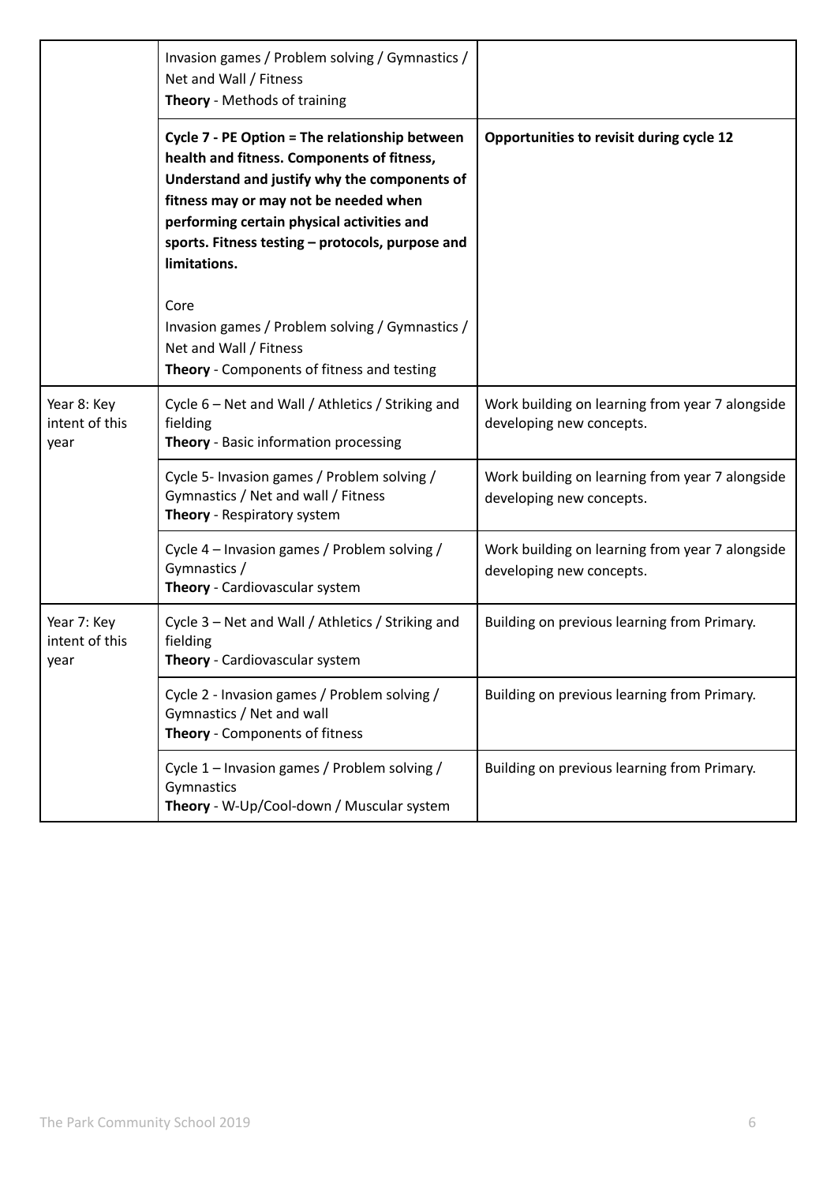| | | |
|---|---|---|
| | Invasion games / Problem solving / Gymnastics / Net and Wall / Fitness<br>**Theory** - Methods of training | |
| | **Cycle 7 - PE Option = The relationship between health and fitness. Components of fitness, Understand and justify why the components of fitness may or may not be needed when performing certain physical activities and sports. Fitness testing – protocols, purpose and limitations.**<br><br>Core<br>Invasion games / Problem solving / Gymnastics / Net and Wall / Fitness<br>**Theory** - Components of fitness and testing | **Opportunities to revisit during cycle 12** |
| Year 8: Key intent of this year | Cycle 6 – Net and Wall / Athletics / Striking and fielding<br>**Theory** - Basic information processing | Work building on learning from year 7 alongside developing new concepts. |
| | Cycle 5- Invasion games / Problem solving / Gymnastics / Net and wall / Fitness<br>**Theory** - Respiratory system | Work building on learning from year 7 alongside developing new concepts. |
| | Cycle 4 – Invasion games / Problem solving / Gymnastics /<br>**Theory** - Cardiovascular system | Work building on learning from year 7 alongside developing new concepts. |
| Year 7: Key intent of this year | Cycle 3 – Net and Wall / Athletics / Striking and fielding<br>**Theory** - Cardiovascular system | Building on previous learning from Primary. |
| | Cycle 2 - Invasion games / Problem solving / Gymnastics / Net and wall<br>**Theory** - Components of fitness | Building on previous learning from Primary. |
| | Cycle 1 – Invasion games / Problem solving / Gymnastics<br>**Theory** - W-Up/Cool-down / Muscular system | Building on previous learning from Primary. |